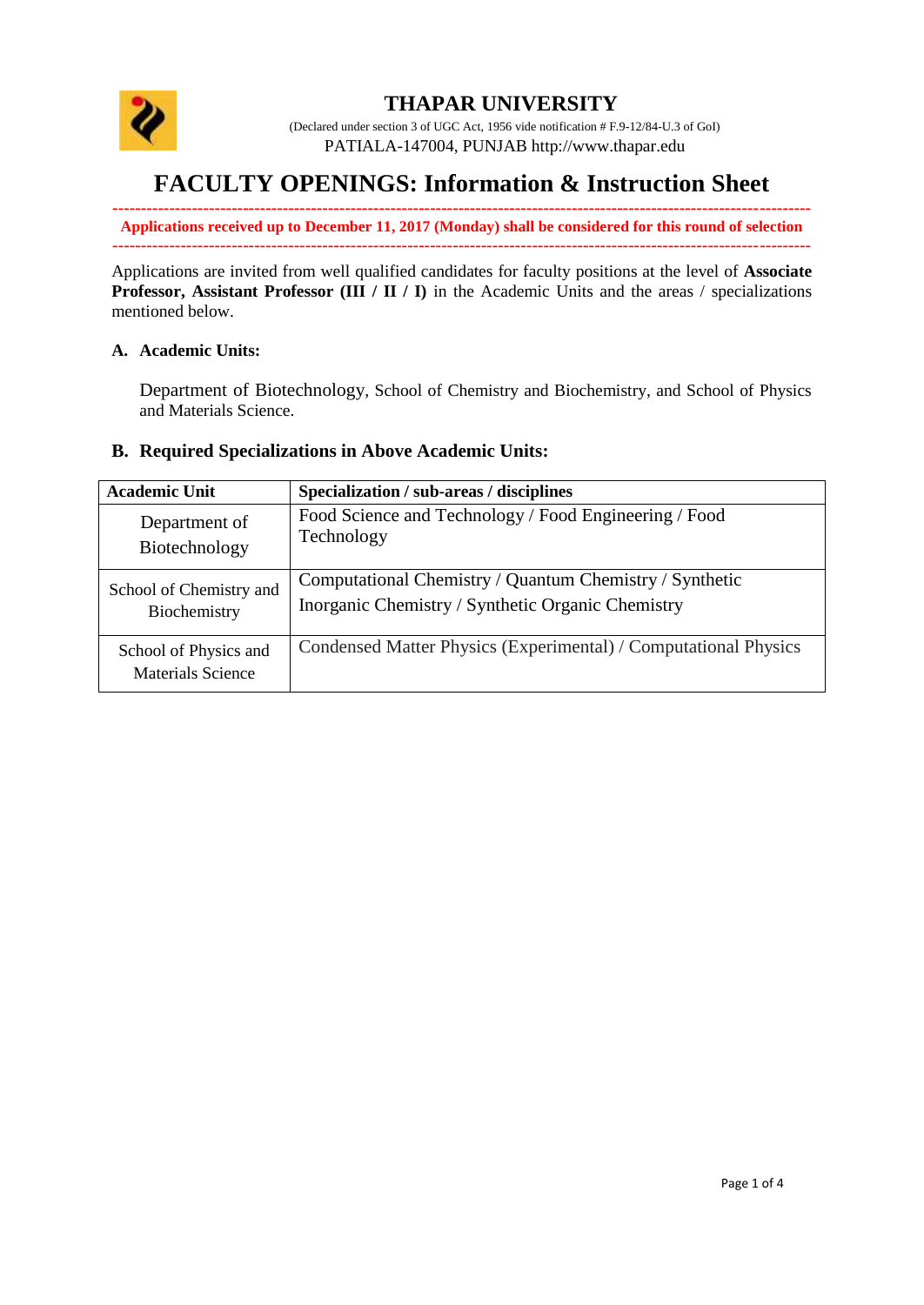# THAPAR UNIVERSITY

(Declared under section 3 of UGC Act, 1956 vide notification # F.9-12/84-U.3 of GoI)

PATIALA-147004, PUNJAB http://www.thapar.edu

## FACULTY OPENINGS: Information & Instruction Sheet

---

**Applications received up to December 11, 2017 (Monday) shall be considered for this round of selection**

---

Applications are invited from well qualified candidates for faculty positions at the level of **Associate Professor, Assistant Professor (III / II / I)** in the Academic Units and the areas / specializations mentioned below.

### A. Academic Units:

Department of Biotechnology, School of Chemistry and Biochemistry, and School of Physics and Materials Science.

### B. Required Specializations in Above Academic Units:

| Academic Unit | Specialization / sub-areas / disciplines |
|---|---|
| Department of Biotechnology | Food Science and Technology / Food Engineering / Food Technology |
| School of Chemistry and Biochemistry | Computational Chemistry / Quantum Chemistry / Synthetic Inorganic Chemistry / Synthetic Organic Chemistry |
| School of Physics and Materials Science | Condensed Matter Physics (Experimental) / Computational Physics |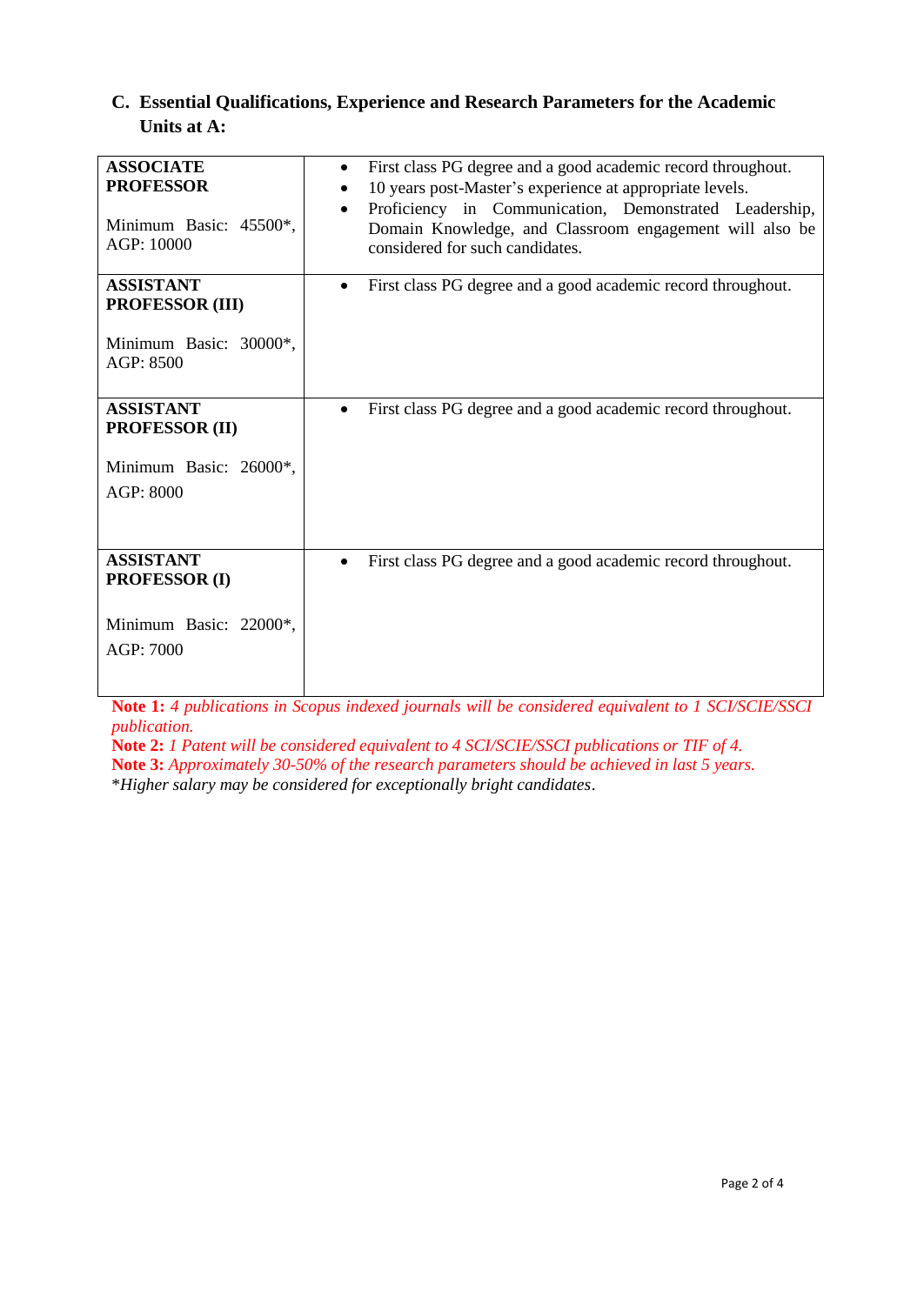## C. Essential Qualifications, Experience and Research Parameters for the Academic Units at A:

| Position | Qualifications |
|---|---|
| **ASSOCIATE PROFESSOR**<br><br>Minimum Basic: 45500*, AGP: 10000 | • First class PG degree and a good academic record throughout.<br>• 10 years post-Master's experience at appropriate levels.<br>• Proficiency in Communication, Demonstrated Leadership, Domain Knowledge, and Classroom engagement will also be considered for such candidates. |
| **ASSISTANT PROFESSOR (III)**<br><br>Minimum Basic: 30000*, AGP: 8500 | • First class PG degree and a good academic record throughout. |
| **ASSISTANT PROFESSOR (II)**<br><br>Minimum Basic: 26000*, AGP: 8000 | • First class PG degree and a good academic record throughout. |
| **ASSISTANT PROFESSOR (I)**<br><br>Minimum Basic: 22000*, AGP: 7000 | • First class PG degree and a good academic record throughout. |

**Note 1:** *4 publications in Scopus indexed journals will be considered equivalent to 1 SCI/SCIE/SSCI publication.*

**Note 2:** *1 Patent will be considered equivalent to 4 SCI/SCIE/SSCI publications or TIF of 4.*

**Note 3:** *Approximately 30-50% of the research parameters should be achieved in last 5 years.*

*\*Higher salary may be considered for exceptionally bright candidates.*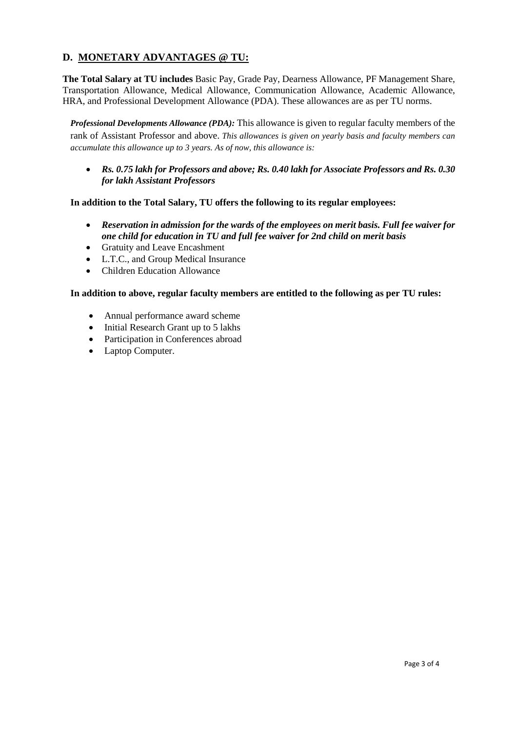## D. MONETARY ADVANTAGES @ TU:

**The Total Salary at TU includes** Basic Pay, Grade Pay, Dearness Allowance, PF Management Share, Transportation Allowance, Medical Allowance, Communication Allowance, Academic Allowance, HRA, and Professional Development Allowance (PDA). These allowances are as per TU norms.

***Professional Developments Allowance (PDA):*** This allowance is given to regular faculty members of the rank of Assistant Professor and above. *This allowances is given on yearly basis and faculty members can accumulate this allowance up to 3 years. As of now, this allowance is:*

- ***Rs. 0.75 lakh for Professors and above; Rs. 0.40 lakh for Associate Professors and Rs. 0.30 for lakh Assistant Professors***

**In addition to the Total Salary, TU offers the following to its regular employees:**

- ***Reservation in admission for the wards of the employees on merit basis. Full fee waiver for one child for education in TU and full fee waiver for 2nd child on merit basis***
- Gratuity and Leave Encashment
- L.T.C., and Group Medical Insurance
- Children Education Allowance

**In addition to above, regular faculty members are entitled to the following as per TU rules:**

- Annual performance award scheme
- Initial Research Grant up to 5 lakhs
- Participation in Conferences abroad
- Laptop Computer.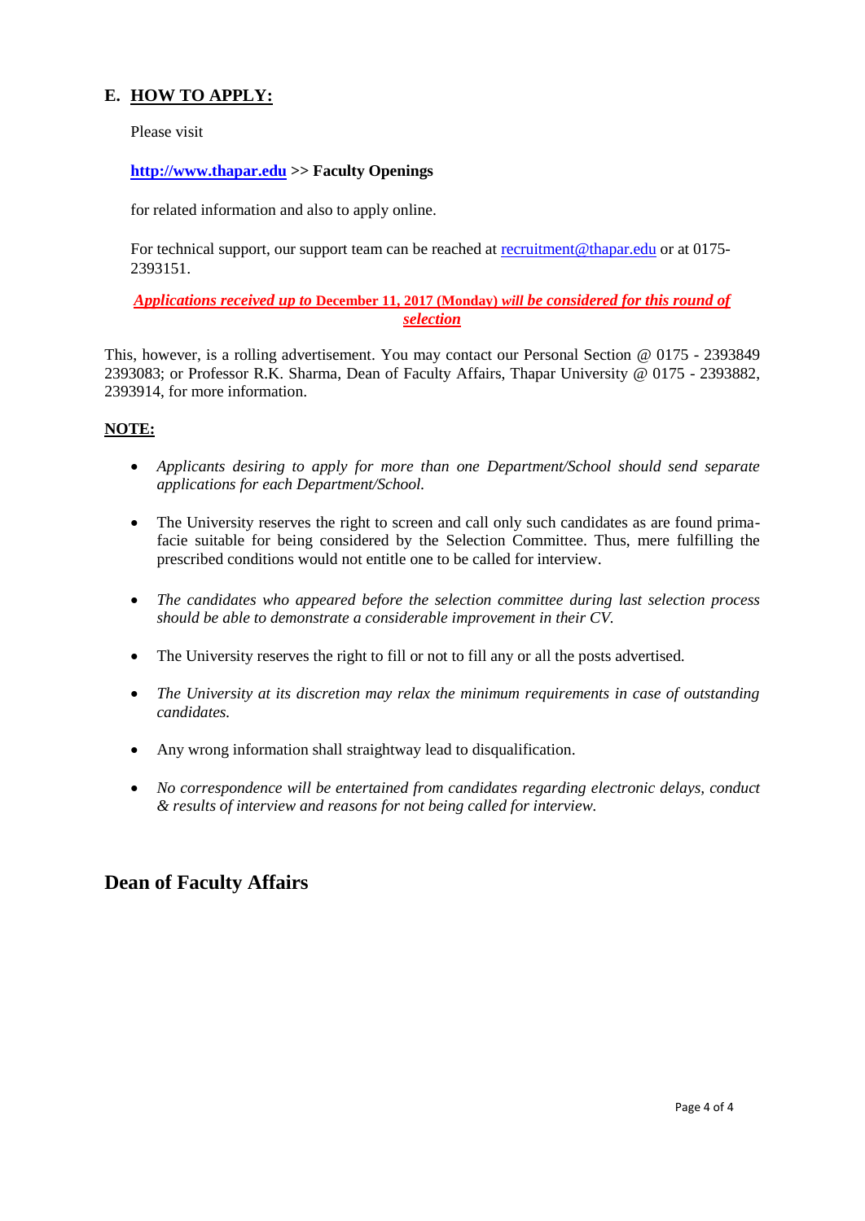## E. HOW TO APPLY:

Please visit

**http://www.thapar.edu >> Faculty Openings**

for related information and also to apply online.

For technical support, our support team can be reached at recruitment@thapar.edu or at 0175-2393151.

***Applications received up to December 11, 2017 (Monday) will be considered for this round of selection***

This, however, is a rolling advertisement. You may contact our Personal Section @ 0175 - 2393849 2393083; or Professor R.K. Sharma, Dean of Faculty Affairs, Thapar University @ 0175 - 2393882, 2393914, for more information.

**NOTE:**

- *Applicants desiring to apply for more than one Department/School should send separate applications for each Department/School.*
- The University reserves the right to screen and call only such candidates as are found prima-facie suitable for being considered by the Selection Committee. Thus, mere fulfilling the prescribed conditions would not entitle one to be called for interview.
- *The candidates who appeared before the selection committee during last selection process should be able to demonstrate a considerable improvement in their CV.*
- The University reserves the right to fill or not to fill any or all the posts advertised.
- *The University at its discretion may relax the minimum requirements in case of outstanding candidates.*
- Any wrong information shall straightway lead to disqualification.
- *No correspondence will be entertained from candidates regarding electronic delays, conduct & results of interview and reasons for not being called for interview.*

## Dean of Faculty Affairs